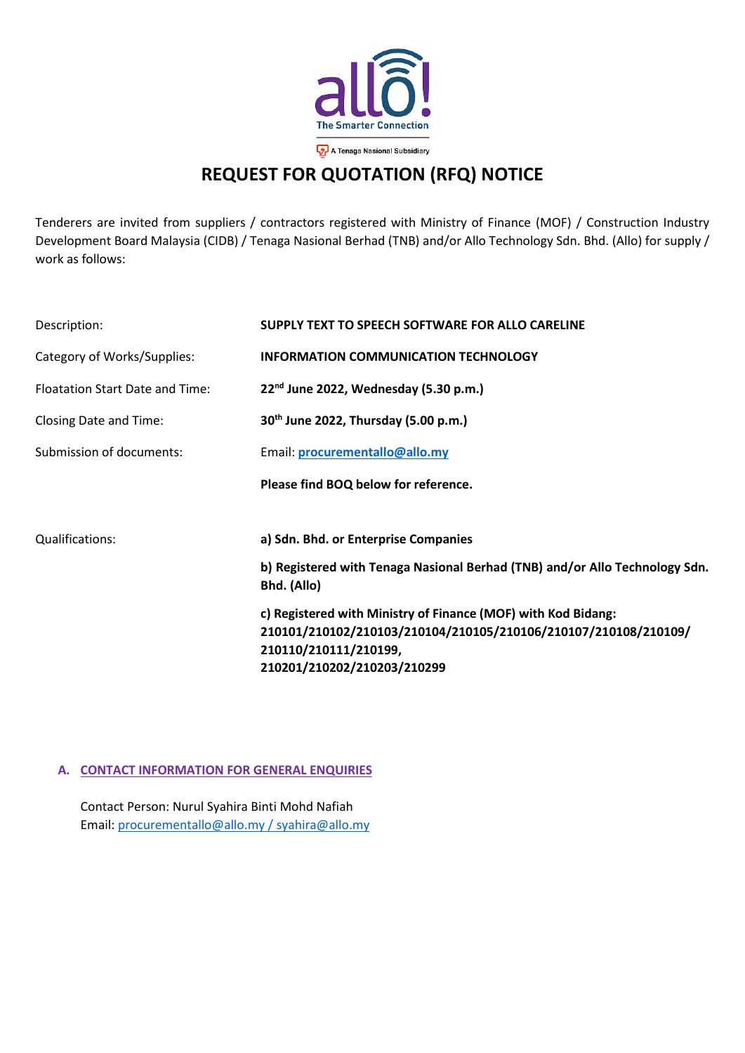allo! The Smarter Connection

A Tenaga Nasional Subsidiary

# REQUEST FOR QUOTATION (RFQ) NOTICE

Tenderers are invited from suppliers / contractors registered with Ministry of Finance (MOF) / Construction Industry Development Board Malaysia (CIDB) / Tenaga Nasional Berhad (TNB) and/or Allo Technology Sdn. Bhd. (Allo) for supply / work as follows:

| | |
|---|---|
| Description: | **SUPPLY TEXT TO SPEECH SOFTWARE FOR ALLO CARELINE** |
| Category of Works/Supplies: | **INFORMATION COMMUNICATION TECHNOLOGY** |
| Floatation Start Date and Time: | **22nd June 2022, Wednesday (5.30 p.m.)** |
| Closing Date and Time: | **30th June 2022, Thursday (5.00 p.m.)** |
| Submission of documents: | Email: **procurementallo@allo.my** |
| | **Please find BOQ below for reference.** |
| Qualifications: | **a) Sdn. Bhd. or Enterprise Companies** |
| | **b) Registered with Tenaga Nasional Berhad (TNB) and/or Allo Technology Sdn. Bhd. (Allo)** |
| | **c) Registered with Ministry of Finance (MOF) with Kod Bidang: 210101/210102/210103/210104/210105/210106/210107/210108/210109/ 210110/210111/210199, 210201/210202/210203/210299** |

## A. CONTACT INFORMATION FOR GENERAL ENQUIRIES

Contact Person: Nurul Syahira Binti Mohd Nafiah
Email: procurementallo@allo.my / syahira@allo.my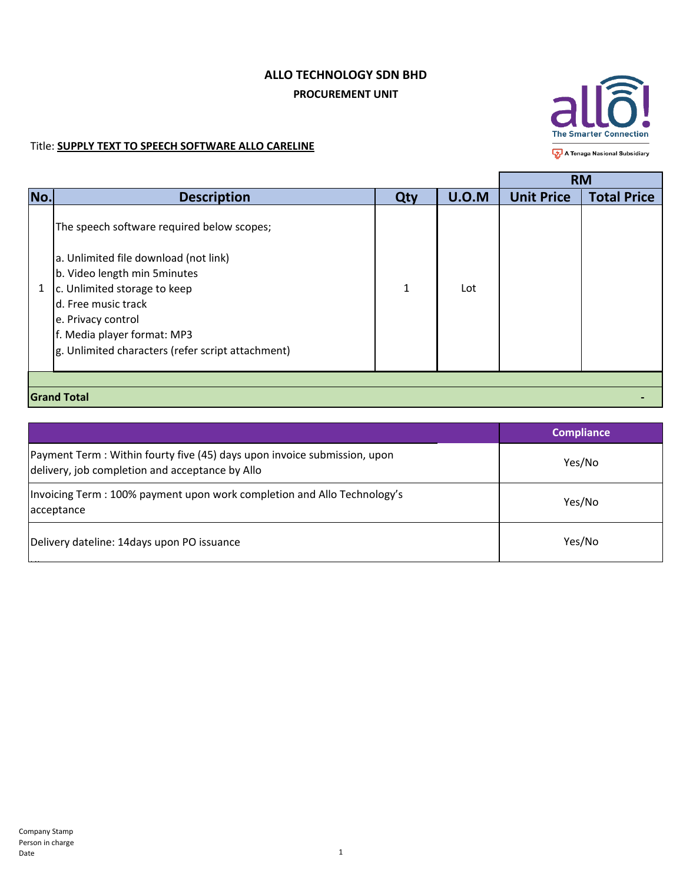**ALLO TECHNOLOGY SDN BHD**

**PROCUREMENT UNIT**

The Smarter Connection

A Tenaga Nasional Subsidiary

Title: **SUPPLY TEXT TO SPEECH SOFTWARE ALLO CARELINE**

| No. | Description | Qty | U.O.M | RM Unit Price | RM Total Price |
|---|---|---|---|---|---|
| 1 | The speech software required below scopes;<br><br>a. Unlimited file download (not link)<br>b. Video length min 5minutes<br>c. Unlimited storage to keep<br>d. Free music track<br>e. Privacy control<br>f. Media player format: MP3<br>g. Unlimited characters (refer script attachment) | 1 | Lot | | |
| **Grand Total** | | | | | - |

| | Compliance |
|---|---|
| Payment Term : Within fourty five (45) days upon invoice submission, upon delivery, job completion and acceptance by Allo | Yes/No |
| Invoicing Term : 100% payment upon work completion and Allo Technology's acceptance | Yes/No |
| Delivery dateline: 14days upon PO issuance | Yes/No |

Company Stamp

Person in charge

Date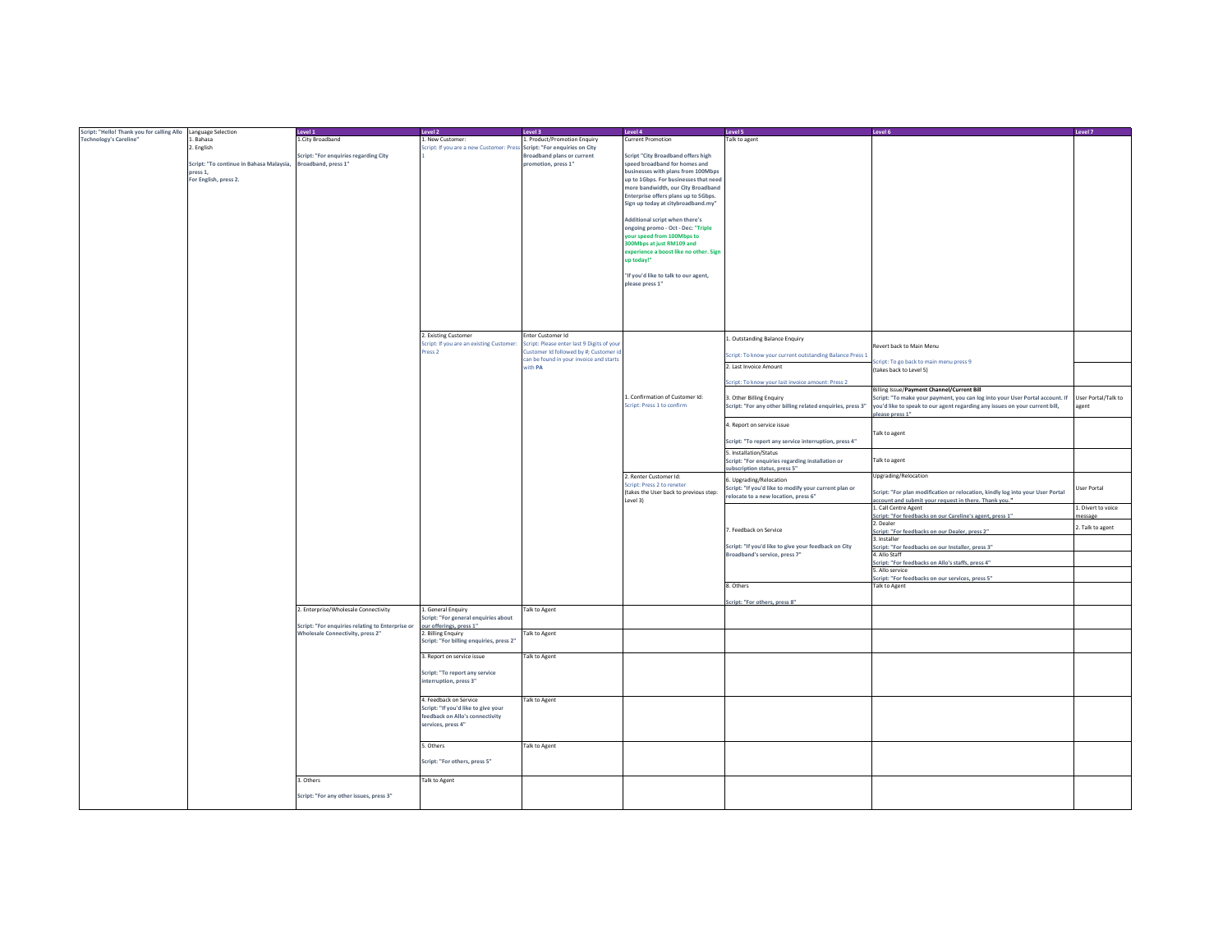| Script: "Hello! Thank you for calling Allo Technology's Careline" | Language Selection | Level 1 | Level 2 | Level 3 | Level 4 | Level 5 | Level 6 | Level 7 |
|---|---|---|---|---|---|---|---|---|
| | 1. Bahasa<br>2. English<br><br>Script: "To continue in Bahasa Malaysia, press 1,<br>For English, press 2. | 1.City Broadband<br><br>Script: "For enquiries regarding City Broadband, press 1" | 1. New Customer:<br>Script: If you are a new Customer: Press 1 | 1. Product/Promotion Enquiry<br>Script: "For enquiries on City Broadband plans or current promotion, press 1" | Current Promotion<br><br>Script "City Broadband offers high speed broadband for homes and businesses with plans from 100Mbps up to 1Gbps. For businesses that need more bandwidth, our City Broadband Enterprise offers plans up to 5Gbps. Sign up today at citybroadband.my"<br><br>Additional script when there's ongoing promo - Oct - Dec: "Triple your speed from 100Mbps to 300Mbps at just RM109 and experience a boost like no other. Sign up today!"<br><br>"If you'd like to talk to our agent, please press 1" | Talk to agent | | |
| | | | 2. Existing Customer<br>Script: If you are an existing Customer: Press 2 | Enter Customer Id<br>Script: Please enter last 9 Digits of your Customer id followed by #, Customer id can be found in your invoice and starts with PA | 1. Confirmation of Customer Id:<br>Script: Press 1 to confirm | 1. Outstanding Balance Enquiry<br><br>Script: To know your current outstanding Balance Press 1 | Revert back to Main Menu<br><br>Script: To go back to main menu press 9<br>(takes back to Level 5) | |
| | | | | | | 2. Last Invoice Amount<br><br>Script: To know your last invoice amount: Press 2 | | |
| | | | | | | 3. Other Billing Enquiry<br>Script: "For any other billing related enquiries, press 3" | Billing Issue/**Payment Channel/Current Bill**<br>Script: "To make your payment, you can log into your User Portal account. If you'd like to speak to our agent regarding any issues on your current bill, please press 1" | User Portal/Talk to agent |
| | | | | | | 4. Report on service issue<br><br>Script: "To report any service interruption, press 4" | Talk to agent | |
| | | | | | | 5. Installation/Status<br>Script: "For enquiries regarding installation or subscription status, press 5" | Talk to agent | |
| | | | | | 2. Renter Customer Id:<br>Script: Press 2 to reneter<br>(takes the User back to previous step: Level 3) | 6. Upgrading/Relocation<br>Script: "If you'd like to modify your current plan or relocate to a new location, press 6" | Upgrading/Relocation<br><br>Script: "For plan modification or relocation, kindly log into your User Portal account and submit your request in there. Thank you." | User Portal |
| | | | | | | 7. Feedback on Service<br><br>Script: "If you'd like to give your feedback on City Broadband's service, press 7" | 1. Call Centre Agent<br>Script: "For feedbacks on our Careline's agent, press 1" | 1. Divert to voice message |
| | | | | | | | 2. Dealer<br>Script: "For feedbacks on our Dealer, press 2" | 2. Talk to agent |
| | | | | | | | 3. Installer<br>Script: "For feedbacks on our Installer, press 3" | |
| | | | | | | | 4. Allo Staff<br>Script: "For feedbacks on Allo's staffs, press 4" | |
| | | | | | | | 5. Allo service<br>Script: "For feedbacks on our services, press 5" | |
| | | | | | | 8. Others<br><br>Script: "For others, press 8" | Talk to Agent | |
| | | 2. Enterprise/Wholesale Connectivity<br><br>Script: "For enquiries relating to Enterprise or Wholesale Connectivity, press 2" | 1. General Enquiry<br>Script: "For general enquiries about our offerings, press 1" | Talk to Agent | | | | |
| | | | 2. Billing Enquiry<br>Script: "For billing enquiries, press 2" | Talk to Agent | | | | |
| | | | 3. Report on service issue<br><br>Script: "To report any service interruption, press 3" | Talk to Agent | | | | |
| | | | 4. Feedback on Service<br>Script: "If you'd like to give your feedback on Allo's connectivity services, press 4" | Talk to Agent | | | | |
| | | | 5. Others<br><br>Script: "For others, press 5" | Talk to Agent | | | | |
| | | 3. Others<br><br>Script: "For any other issues, press 3" | Talk to Agent | | | | | |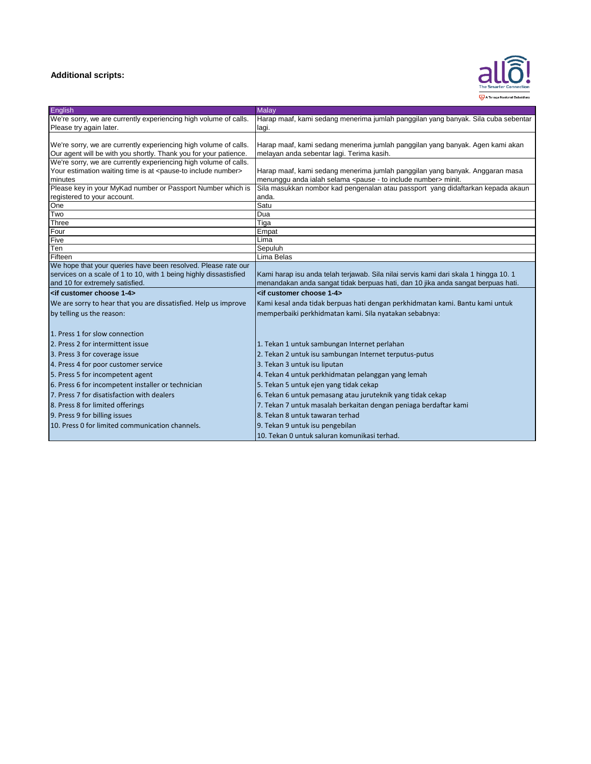**Additional scripts:**

| English | Malay |
| --- | --- |
| We're sorry, we are currently experiencing high volume of calls. Please try again later. | Harap maaf, kami sedang menerima jumlah panggilan yang banyak. Sila cuba sebentar lagi. |
| We're sorry, we are currently experiencing high volume of calls. Our agent will be with you shortly. Thank you for your patience. | Harap maaf, kami sedang menerima jumlah panggilan yang banyak. Agen kami akan melayan anda sebentar lagi. Terima kasih. |
| We're sorry, we are currently experiencing high volume of calls. Your estimation waiting time is at <pause-to include number> minutes | Harap maaf, kami sedang menerima jumlah panggilan yang banyak. Anggaran masa menunggu anda ialah selama <pause - to include number> minit. |
| Please key in your MyKad number or Passport Number which is registered to your account. | Sila masukkan nombor kad pengenalan atau passport yang didaftarkan kepada akaun anda. |
| One | Satu |
| Two | Dua |
| Three | Tiga |
| Four | Empat |
| Five | Lima |
| Ten | Sepuluh |
| Fifteen | Lima Belas |
| We hope that your queries have been resolved. Please rate our services on a scale of 1 to 10, with 1 being highly dissastisfied and 10 for extremely satisfied. | Kami harap isu anda telah terjawab. Sila nilai servis kami dari skala 1 hingga 10. 1 menandakan anda sangat tidak berpuas hati, dan 10 jika anda sangat berpuas hati. |
| **<if customer choose 1-4>** | **<if customer choose 1-4>** |
| We are sorry to hear that you are dissatisfied. Help us improve by telling us the reason:<br><br>1. Press 1 for slow connection<br>2. Press 2 for intermittent issue<br>3. Press 3 for coverage issue<br>4. Press 4 for poor customer service<br>5. Press 5 for incompetent agent<br>6. Press 6 for incompetent installer or technician<br>7. Press 7 for disatisfaction with dealers<br>8. Press 8 for limited offerings<br>9. Press 9 for billing issues<br>10. Press 0 for limited communication channels. | Kami kesal anda tidak berpuas hati dengan perkhidmatan kami. Bantu kami untuk memperbaiki perkhidmatan kami. Sila nyatakan sebabnya:<br><br>1. Tekan 1 untuk sambungan Internet perlahan<br>2. Tekan 2 untuk isu sambungan Internet terputus-putus<br>3. Tekan 3 untuk isu liputan<br>4. Tekan 4 untuk perkhidmatan pelanggan yang lemah<br>5. Tekan 5 untuk ejen yang tidak cekap<br>6. Tekan 6 untuk pemasang atau juruteknik yang tidak cekap<br>7. Tekan 7 untuk masalah berkaitan dengan peniaga berdaftar kami<br>8. Tekan 8 untuk tawaran terhad<br>9. Tekan 9 untuk isu pengebilan<br>10. Tekan 0 untuk saluran komunikasi terhad. |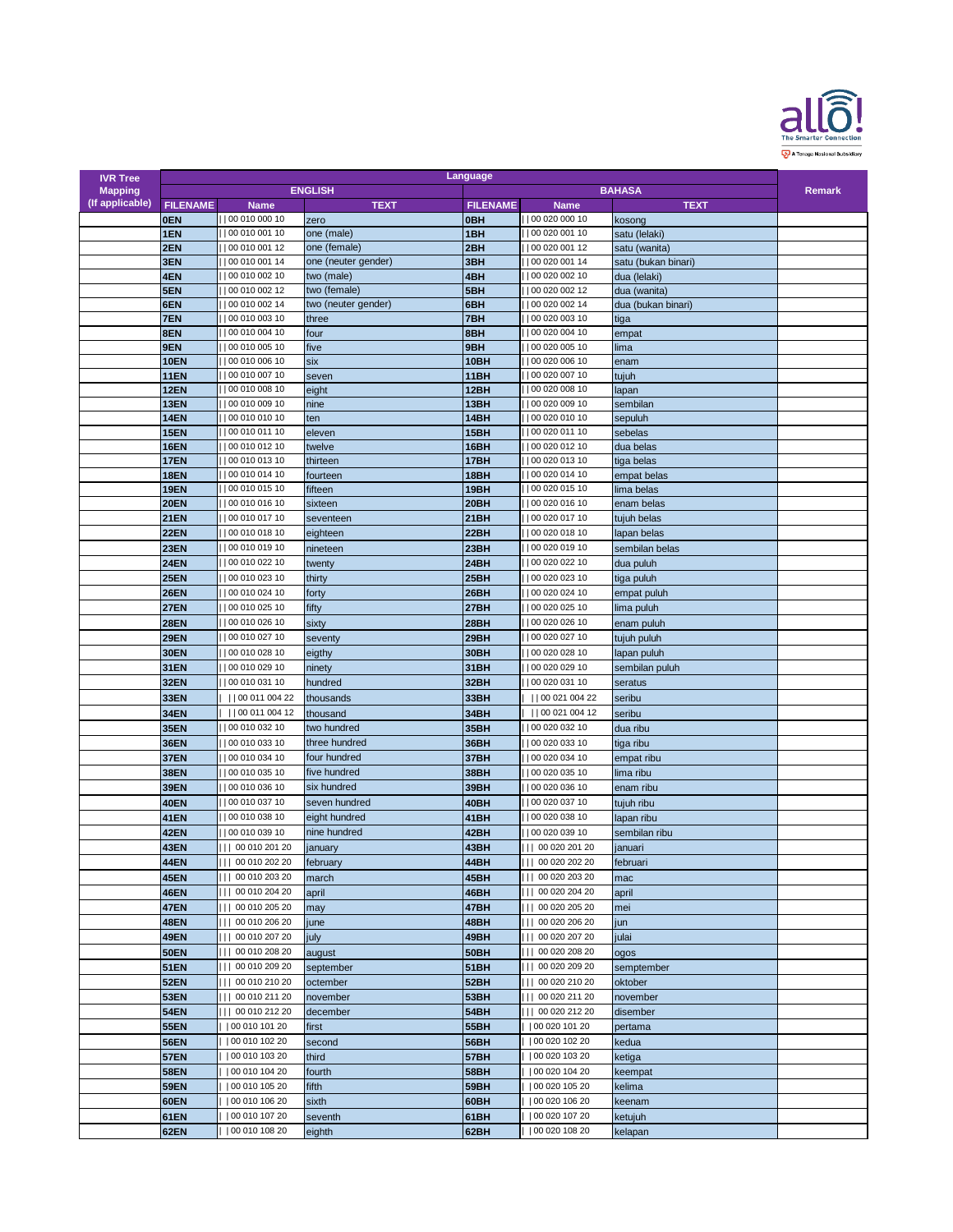| IVR Tree Mapping (If applicable) | Language | | | | | | Remark |
|---|---|---|---|---|---|---|---|
| | ENGLISH | | | BAHASA | | | |
| | FILENAME | Name | TEXT | FILENAME | Name | TEXT | |
| | 0EN | \| \| 00 010 000 10 | zero | 0BH | \| \| 00 020 000 10 | kosong | |
| | 1EN | \| \| 00 010 001 10 | one (male) | 1BH | \| \| 00 020 001 10 | satu (lelaki) | |
| | 2EN | \| \| 00 010 001 12 | one (female) | 2BH | \| \| 00 020 001 12 | satu (wanita) | |
| | 3EN | \| \| 00 010 001 14 | one (neuter gender) | 3BH | \| \| 00 020 001 14 | satu (bukan binari) | |
| | 4EN | \| \| 00 010 002 10 | two (male) | 4BH | \| \| 00 020 002 10 | dua (lelaki) | |
| | 5EN | \| \| 00 010 002 12 | two (female) | 5BH | \| \| 00 020 002 12 | dua (wanita) | |
| | 6EN | \| \| 00 010 002 14 | two (neuter gender) | 6BH | \| \| 00 020 002 14 | dua (bukan binari) | |
| | 7EN | \| \| 00 010 003 10 | three | 7BH | \| \| 00 020 003 10 | tiga | |
| | 8EN | \| \| 00 010 004 10 | four | 8BH | \| \| 00 020 004 10 | empat | |
| | 9EN | \| \| 00 010 005 10 | five | 9BH | \| \| 00 020 005 10 | lima | |
| | 10EN | \| \| 00 010 006 10 | six | 10BH | \| \| 00 020 006 10 | enam | |
| | 11EN | \| \| 00 010 007 10 | seven | 11BH | \| \| 00 020 007 10 | tujuh | |
| | 12EN | \| \| 00 010 008 10 | eight | 12BH | \| \| 00 020 008 10 | lapan | |
| | 13EN | \| \| 00 010 009 10 | nine | 13BH | \| \| 00 020 009 10 | sembilan | |
| | 14EN | \| \| 00 010 010 10 | ten | 14BH | \| \| 00 020 010 10 | sepuluh | |
| | 15EN | \| \| 00 010 011 10 | eleven | 15BH | \| \| 00 020 011 10 | sebelas | |
| | 16EN | \| \| 00 010 012 10 | twelve | 16BH | \| \| 00 020 012 10 | dua belas | |
| | 17EN | \| \| 00 010 013 10 | thirteen | 17BH | \| \| 00 020 013 10 | tiga belas | |
| | 18EN | \| \| 00 010 014 10 | fourteen | 18BH | \| \| 00 020 014 10 | empat belas | |
| | 19EN | \| \| 00 010 015 10 | fifteen | 19BH | \| \| 00 020 015 10 | lima belas | |
| | 20EN | \| \| 00 010 016 10 | sixteen | 20BH | \| \| 00 020 016 10 | enam belas | |
| | 21EN | \| \| 00 010 017 10 | seventeen | 21BH | \| \| 00 020 017 10 | tujuh belas | |
| | 22EN | \| \| 00 010 018 10 | eighteen | 22BH | \| \| 00 020 018 10 | lapan belas | |
| | 23EN | \| \| 00 010 019 10 | nineteen | 23BH | \| \| 00 020 019 10 | sembilan belas | |
| | 24EN | \| \| 00 010 022 10 | twenty | 24BH | \| \| 00 020 022 10 | dua puluh | |
| | 25EN | \| \| 00 010 023 10 | thirty | 25BH | \| \| 00 020 023 10 | tiga puluh | |
| | 26EN | \| \| 00 010 024 10 | forty | 26BH | \| \| 00 020 024 10 | empat puluh | |
| | 27EN | \| \| 00 010 025 10 | fifty | 27BH | \| \| 00 020 025 10 | lima puluh | |
| | 28EN | \| \| 00 010 026 10 | sixty | 28BH | \| \| 00 020 026 10 | enam puluh | |
| | 29EN | \| \| 00 010 027 10 | seventy | 29BH | \| \| 00 020 027 10 | tujuh puluh | |
| | 30EN | \| \| 00 010 028 10 | eigthy | 30BH | \| \| 00 020 028 10 | lapan puluh | |
| | 31EN | \| \| 00 010 029 10 | ninety | 31BH | \| \| 00 020 029 10 | sembilan puluh | |
| | 32EN | \| \| 00 010 031 10 | hundred | 32BH | \| \| 00 020 031 10 | seratus | |
| | 33EN | \| \| \| 00 011 004 22 | thousands | 33BH | \| \| \| 00 021 004 22 | seribu | |
| | 34EN | \| \| \| 00 011 004 12 | thousand | 34BH | \| \| \| 00 021 004 12 | seribu | |
| | 35EN | \| \| 00 010 032 10 | two hundred | 35BH | \| \| 00 020 032 10 | dua ribu | |
| | 36EN | \| \| 00 010 033 10 | three hundred | 36BH | \| \| 00 020 033 10 | tiga ribu | |
| | 37EN | \| \| 00 010 034 10 | four hundred | 37BH | \| \| 00 020 034 10 | empat ribu | |
| | 38EN | \| \| 00 010 035 10 | five hundred | 38BH | \| \| 00 020 035 10 | lima ribu | |
| | 39EN | \| \| 00 010 036 10 | six hundred | 39BH | \| \| 00 020 036 10 | enam ribu | |
| | 40EN | \| \| 00 010 037 10 | seven hundred | 40BH | \| \| 00 020 037 10 | tujuh ribu | |
| | 41EN | \| \| 00 010 038 10 | eight hundred | 41BH | \| \| 00 020 038 10 | lapan ribu | |
| | 42EN | \| \| 00 010 039 10 | nine hundred | 42BH | \| \| 00 020 039 10 | sembilan ribu | |
| | 43EN | \| \| \| 00 010 201 20 | january | 43BH | \| \| \| 00 020 201 20 | januari | |
| | 44EN | \| \| \| 00 010 202 20 | february | 44BH | \| \| \| 00 020 202 20 | februari | |
| | 45EN | \| \| \| 00 010 203 20 | march | 45BH | \| \| \| 00 020 203 20 | mac | |
| | 46EN | \| \| \| 00 010 204 20 | april | 46BH | \| \| \| 00 020 204 20 | april | |
| | 47EN | \| \| \| 00 010 205 20 | may | 47BH | \| \| \| 00 020 205 20 | mei | |
| | 48EN | \| \| \| 00 010 206 20 | june | 48BH | \| \| \| 00 020 206 20 | jun | |
| | 49EN | \| \| \| 00 010 207 20 | july | 49BH | \| \| \| 00 020 207 20 | julai | |
| | 50EN | \| \| \| 00 010 208 20 | august | 50BH | \| \| \| 00 020 208 20 | ogos | |
| | 51EN | \| \| \| 00 010 209 20 | september | 51BH | \| \| \| 00 020 209 20 | semptember | |
| | 52EN | \| \| \| 00 010 210 20 | octember | 52BH | \| \| \| 00 020 210 20 | oktober | |
| | 53EN | \| \| \| 00 010 211 20 | november | 53BH | \| \| \| 00 020 211 20 | november | |
| | 54EN | \| \| \| 00 010 212 20 | december | 54BH | \| \| \| 00 020 212 20 | disember | |
| | 55EN | \| \| 00 010 101 20 | first | 55BH | \| \| 00 020 101 20 | pertama | |
| | 56EN | \| \| 00 010 102 20 | second | 56BH | \| \| 00 020 102 20 | kedua | |
| | 57EN | \| \| 00 010 103 20 | third | 57BH | \| \| 00 020 103 20 | ketiga | |
| | 58EN | \| \| 00 010 104 20 | fourth | 58BH | \| \| 00 020 104 20 | keempat | |
| | 59EN | \| \| 00 010 105 20 | fifth | 59BH | \| \| 00 020 105 20 | kelima | |
| | 60EN | \| \| 00 010 106 20 | sixth | 60BH | \| \| 00 020 106 20 | keenam | |
| | 61EN | \| \| 00 010 107 20 | seventh | 61BH | \| \| 00 020 107 20 | ketujuh | |
| | 62EN | \| \| 00 010 108 20 | eighth | 62BH | \| \| 00 020 108 20 | kelapan | |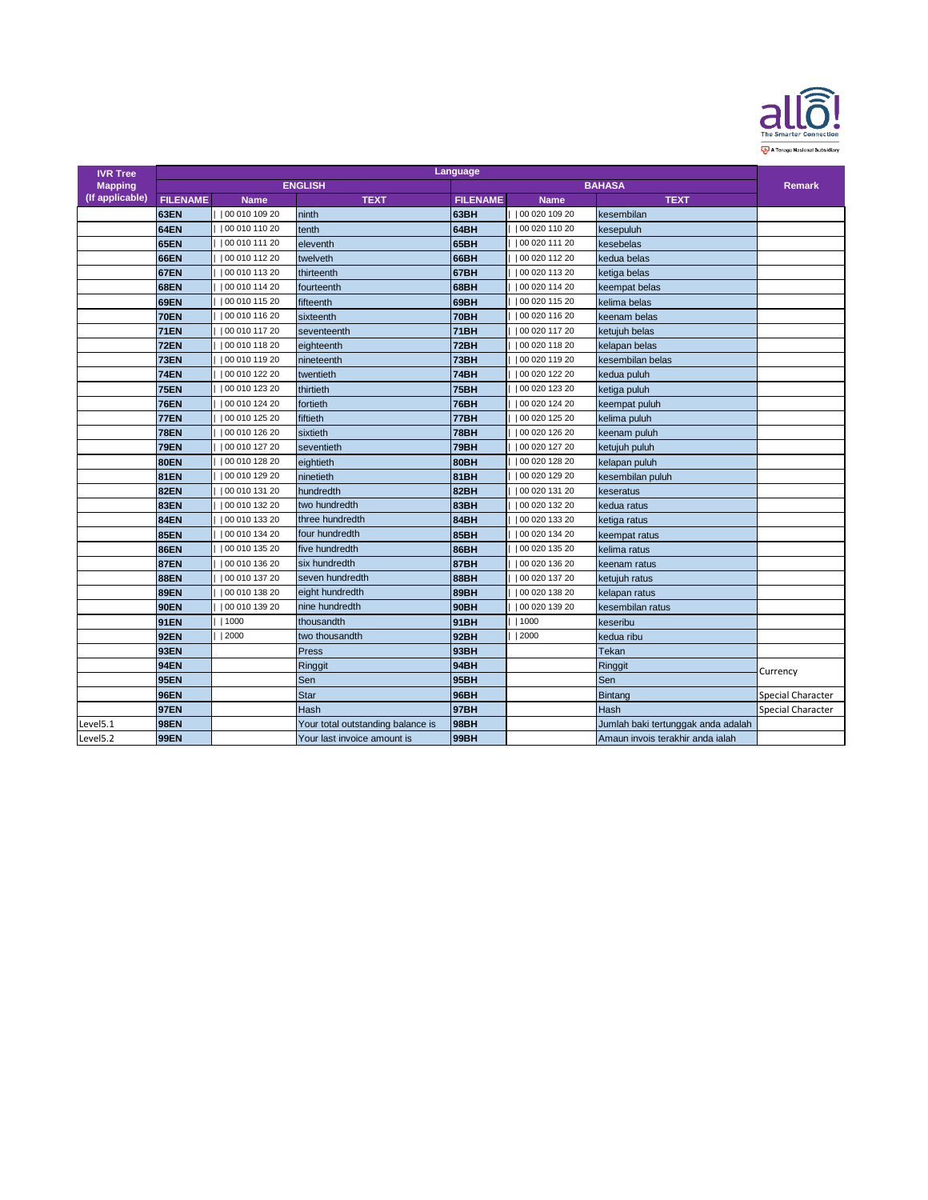| IVR Tree Mapping (If applicable) | Language | | | | | | Remark |
|---|---|---|---|---|---|---|---|
| | ENGLISH | | | BAHASA | | | |
| | FILENAME | Name | TEXT | FILENAME | Name | TEXT | |
| | **63EN** | \| \|00 010 109 20 | ninth | **63BH** | \| \|00 020 109 20 | kesembilan | |
| | **64EN** | \| \|00 010 110 20 | tenth | **64BH** | \| \|00 020 110 20 | kesepuluh | |
| | **65EN** | \| \|00 010 111 20 | eleventh | **65BH** | \| \|00 020 111 20 | kesebelas | |
| | **66EN** | \| \|00 010 112 20 | twelveth | **66BH** | \| \|00 020 112 20 | kedua belas | |
| | **67EN** | \| \|00 010 113 20 | thirteenth | **67BH** | \| \|00 020 113 20 | ketiga belas | |
| | **68EN** | \| \|00 010 114 20 | fourteenth | **68BH** | \| \|00 020 114 20 | keempat belas | |
| | **69EN** | \| \|00 010 115 20 | fifteenth | **69BH** | \| \|00 020 115 20 | kelima belas | |
| | **70EN** | \| \|00 010 116 20 | sixteenth | **70BH** | \| \|00 020 116 20 | keenam belas | |
| | **71EN** | \| \|00 010 117 20 | seventeenth | **71BH** | \| \|00 020 117 20 | ketujuh belas | |
| | **72EN** | \| \|00 010 118 20 | eighteenth | **72BH** | \| \|00 020 118 20 | kelapan belas | |
| | **73EN** | \| \|00 010 119 20 | nineteenth | **73BH** | \| \|00 020 119 20 | kesembilan belas | |
| | **74EN** | \| \|00 010 122 20 | twentieth | **74BH** | \| \|00 020 122 20 | kedua puluh | |
| | **75EN** | \| \|00 010 123 20 | thirtieth | **75BH** | \| \|00 020 123 20 | ketiga puluh | |
| | **76EN** | \| \|00 010 124 20 | fortieth | **76BH** | \| \|00 020 124 20 | keempat puluh | |
| | **77EN** | \| \|00 010 125 20 | fiftieth | **77BH** | \| \|00 020 125 20 | kelima puluh | |
| | **78EN** | \| \|00 010 126 20 | sixtieth | **78BH** | \| \|00 020 126 20 | keenam puluh | |
| | **79EN** | \| \|00 010 127 20 | seventieth | **79BH** | \| \|00 020 127 20 | ketujuh puluh | |
| | **80EN** | \| \|00 010 128 20 | eightieth | **80BH** | \| \|00 020 128 20 | kelapan puluh | |
| | **81EN** | \| \|00 010 129 20 | ninetieth | **81BH** | \| \|00 020 129 20 | kesembilan puluh | |
| | **82EN** | \| \|00 010 131 20 | hundredth | **82BH** | \| \|00 020 131 20 | keseratus | |
| | **83EN** | \| \|00 010 132 20 | two hundredth | **83BH** | \| \|00 020 132 20 | kedua ratus | |
| | **84EN** | \| \|00 010 133 20 | three hundredth | **84BH** | \| \|00 020 133 20 | ketiga ratus | |
| | **85EN** | \| \|00 010 134 20 | four hundredth | **85BH** | \| \|00 020 134 20 | keempat ratus | |
| | **86EN** | \| \|00 010 135 20 | five hundredth | **86BH** | \| \|00 020 135 20 | kelima ratus | |
| | **87EN** | \| \|00 010 136 20 | six hundredth | **87BH** | \| \|00 020 136 20 | keenam ratus | |
| | **88EN** | \| \|00 010 137 20 | seven hundredth | **88BH** | \| \|00 020 137 20 | ketujuh ratus | |
| | **89EN** | \| \|00 010 138 20 | eight hundredth | **89BH** | \| \|00 020 138 20 | kelapan ratus | |
| | **90EN** | \| \|00 010 139 20 | nine hundredth | **90BH** | \| \|00 020 139 20 | kesembilan ratus | |
| | **91EN** | \| \|1000 | thousandth | **91BH** | \| \|1000 | keseribu | |
| | **92EN** | \| \|2000 | two thousandth | **92BH** | \| \|2000 | kedua ribu | |
| | **93EN** | | Press | **93BH** | | Tekan | |
| | **94EN** | | Ringgit | **94BH** | | Ringgit | Currency |
| | **95EN** | | Sen | **95BH** | | Sen | |
| | **96EN** | | Star | **96BH** | | Bintang | Special Character |
| | **97EN** | | Hash | **97BH** | | Hash | Special Character |
| Level5.1 | **98EN** | | Your total outstanding balance is | **98BH** | | Jumlah baki tertunggak anda adalah | |
| Level5.2 | **99EN** | | Your last invoice amount is | **99BH** | | Amaun invois terakhir anda ialah | |